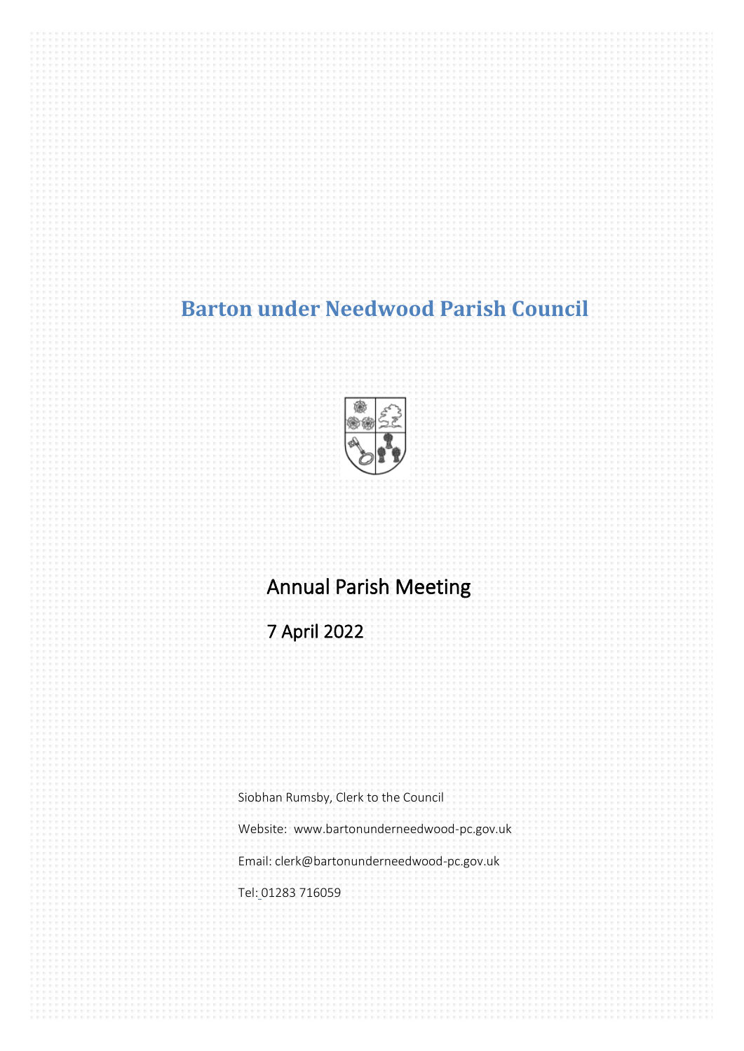# Barton under Needwood Parish Council

## Annual Parish Meeting

## 7 April 2022

Siobhan Rumsby, Clerk to the Council

Website: www.bartonunderneedwood-pc.gov.uk

Email: clerk@bartonunderneedwood-pc.gov.uk

Tel: 01283 716059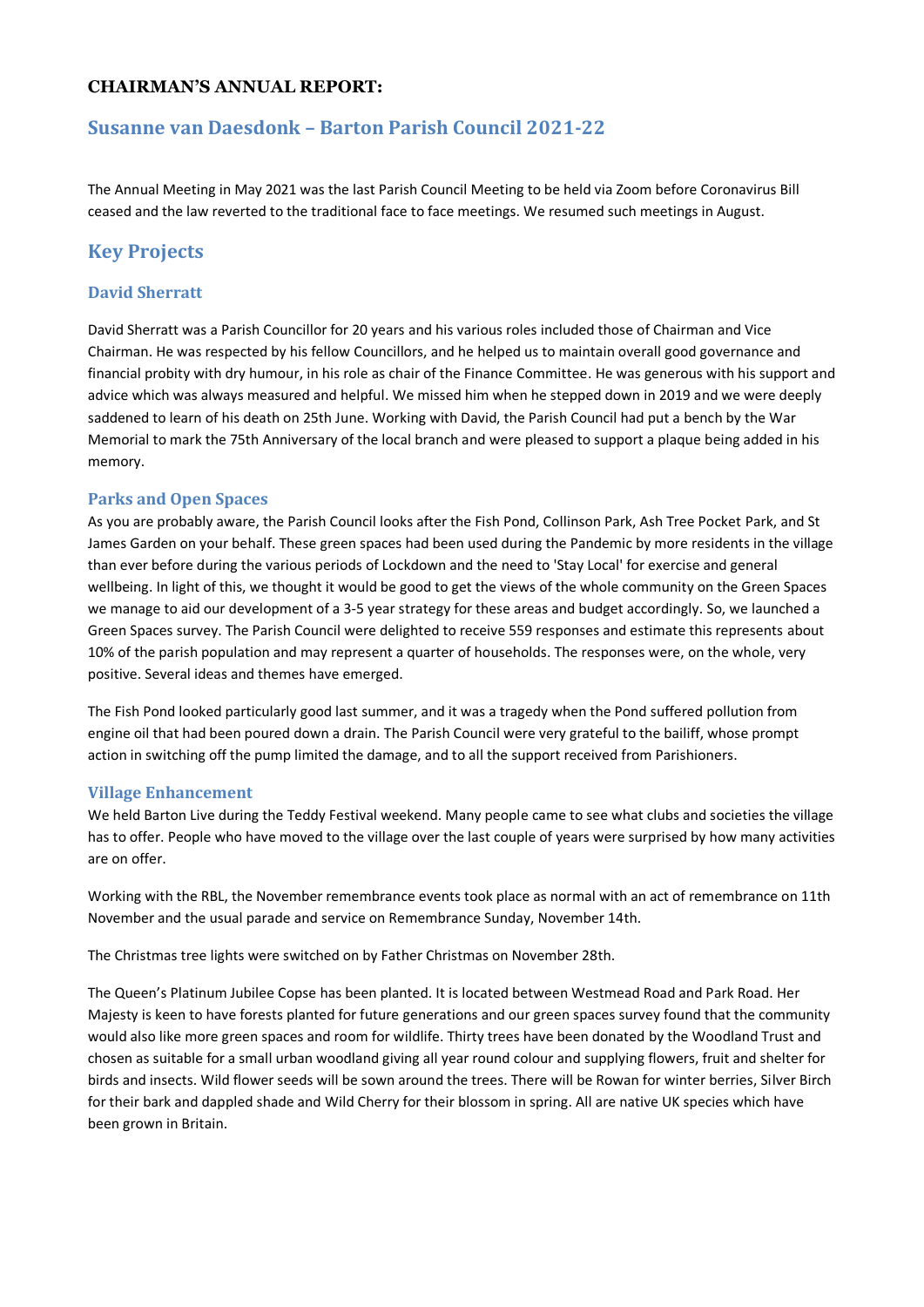### CHAIRMAN'S ANNUAL REPORT:

## Susanne van Daesdonk – Barton Parish Council 2021-22

The Annual Meeting in May 2021 was the last Parish Council Meeting to be held via Zoom before Coronavirus Bill ceased and the law reverted to the traditional face to face meetings. We resumed such meetings in August.

## Key Projects

### David Sherratt

David Sherratt was a Parish Councillor for 20 years and his various roles included those of Chairman and Vice Chairman. He was respected by his fellow Councillors, and he helped us to maintain overall good governance and financial probity with dry humour, in his role as chair of the Finance Committee. He was generous with his support and advice which was always measured and helpful. We missed him when he stepped down in 2019 and we were deeply saddened to learn of his death on 25th June. Working with David, the Parish Council had put a bench by the War Memorial to mark the 75th Anniversary of the local branch and were pleased to support a plaque being added in his memory.

### Parks and Open Spaces

As you are probably aware, the Parish Council looks after the Fish Pond, Collinson Park, Ash Tree Pocket Park, and St James Garden on your behalf. These green spaces had been used during the Pandemic by more residents in the village than ever before during the various periods of Lockdown and the need to 'Stay Local' for exercise and general wellbeing. In light of this, we thought it would be good to get the views of the whole community on the Green Spaces we manage to aid our development of a 3-5 year strategy for these areas and budget accordingly. So, we launched a Green Spaces survey. The Parish Council were delighted to receive 559 responses and estimate this represents about 10% of the parish population and may represent a quarter of households. The responses were, on the whole, very positive. Several ideas and themes have emerged.

The Fish Pond looked particularly good last summer, and it was a tragedy when the Pond suffered pollution from engine oil that had been poured down a drain. The Parish Council were very grateful to the bailiff, whose prompt action in switching off the pump limited the damage, and to all the support received from Parishioners.

### Village Enhancement

We held Barton Live during the Teddy Festival weekend. Many people came to see what clubs and societies the village has to offer. People who have moved to the village over the last couple of years were surprised by how many activities are on offer.

Working with the RBL, the November remembrance events took place as normal with an act of remembrance on 11th November and the usual parade and service on Remembrance Sunday, November 14th.

The Christmas tree lights were switched on by Father Christmas on November 28th.

The Queen's Platinum Jubilee Copse has been planted. It is located between Westmead Road and Park Road. Her Majesty is keen to have forests planted for future generations and our green spaces survey found that the community would also like more green spaces and room for wildlife. Thirty trees have been donated by the Woodland Trust and chosen as suitable for a small urban woodland giving all year round colour and supplying flowers, fruit and shelter for birds and insects. Wild flower seeds will be sown around the trees. There will be Rowan for winter berries, Silver Birch for their bark and dappled shade and Wild Cherry for their blossom in spring. All are native UK species which have been grown in Britain.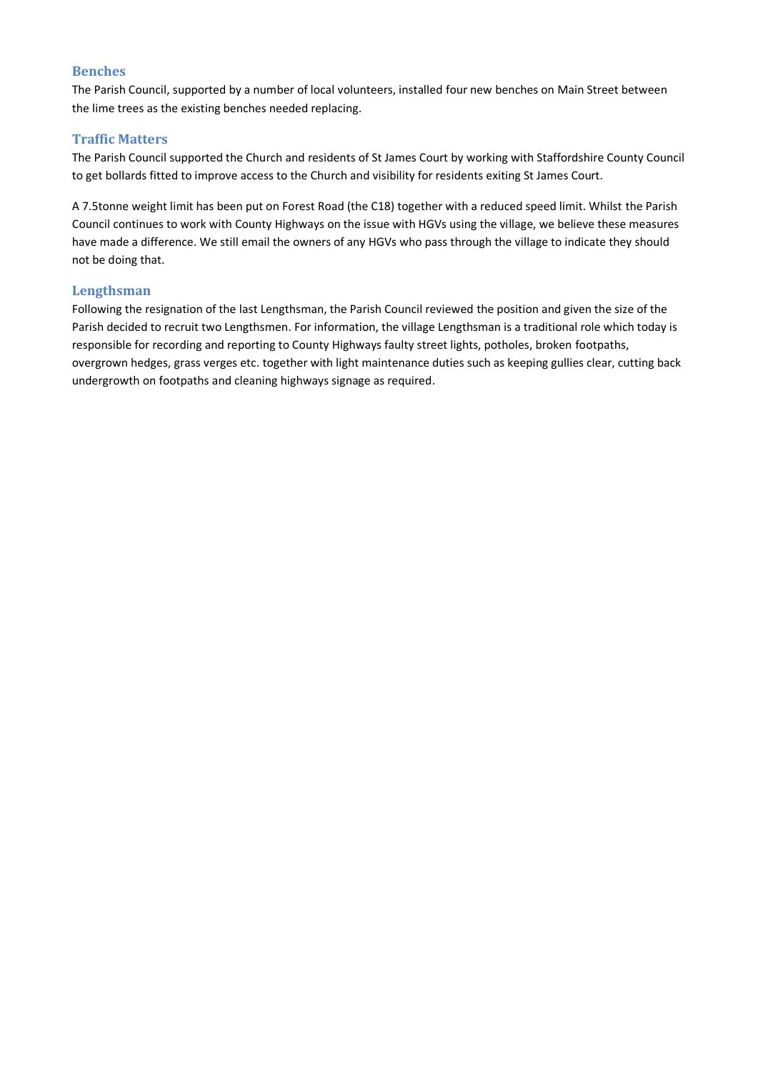## Benches

The Parish Council, supported by a number of local volunteers, installed four new benches on Main Street between the lime trees as the existing benches needed replacing.

## Traffic Matters

The Parish Council supported the Church and residents of St James Court by working with Staffordshire County Council to get bollards fitted to improve access to the Church and visibility for residents exiting St James Court.

A 7.5tonne weight limit has been put on Forest Road (the C18) together with a reduced speed limit. Whilst the Parish Council continues to work with County Highways on the issue with HGVs using the village, we believe these measures have made a difference. We still email the owners of any HGVs who pass through the village to indicate they should not be doing that.

## Lengthsman

Following the resignation of the last Lengthsman, the Parish Council reviewed the position and given the size of the Parish decided to recruit two Lengthsmen. For information, the village Lengthsman is a traditional role which today is responsible for recording and reporting to County Highways faulty street lights, potholes, broken footpaths, overgrown hedges, grass verges etc. together with light maintenance duties such as keeping gullies clear, cutting back undergrowth on footpaths and cleaning highways signage as required.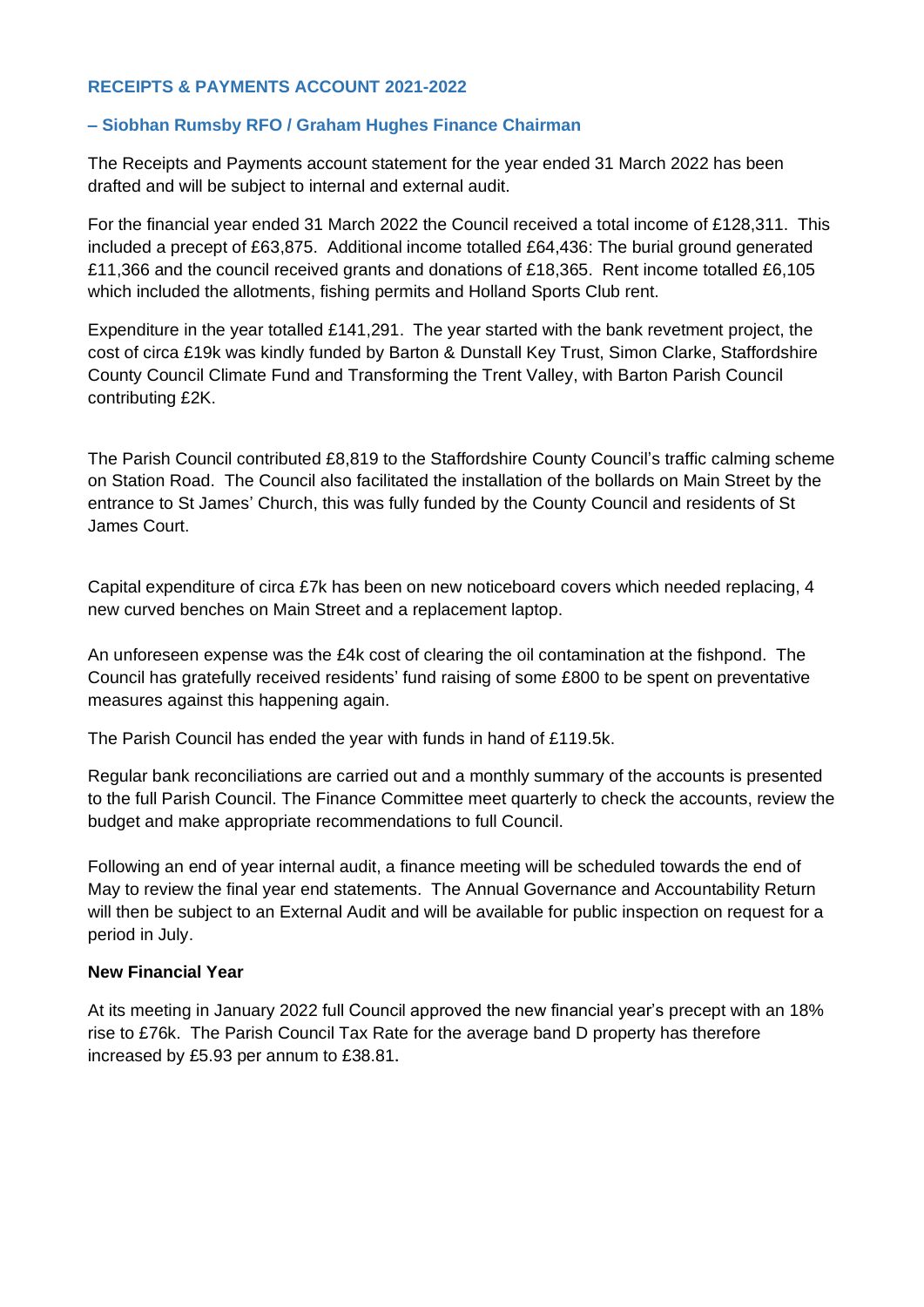## RECEIPTS & PAYMENTS ACCOUNT 2021-2022

### – Siobhan Rumsby RFO / Graham Hughes Finance Chairman

The Receipts and Payments account statement for the year ended 31 March 2022 has been drafted and will be subject to internal and external audit.

For the financial year ended 31 March 2022 the Council received a total income of £128,311. This included a precept of £63,875. Additional income totalled £64,436: The burial ground generated £11,366 and the council received grants and donations of £18,365. Rent income totalled £6,105 which included the allotments, fishing permits and Holland Sports Club rent.

Expenditure in the year totalled £141,291. The year started with the bank revetment project, the cost of circa £19k was kindly funded by Barton & Dunstall Key Trust, Simon Clarke, Staffordshire County Council Climate Fund and Transforming the Trent Valley, with Barton Parish Council contributing £2K.

The Parish Council contributed £8,819 to the Staffordshire County Council's traffic calming scheme on Station Road. The Council also facilitated the installation of the bollards on Main Street by the entrance to St James' Church, this was fully funded by the County Council and residents of St James Court.

Capital expenditure of circa £7k has been on new noticeboard covers which needed replacing, 4 new curved benches on Main Street and a replacement laptop.

An unforeseen expense was the £4k cost of clearing the oil contamination at the fishpond. The Council has gratefully received residents' fund raising of some £800 to be spent on preventative measures against this happening again.

The Parish Council has ended the year with funds in hand of £119.5k.

Regular bank reconciliations are carried out and a monthly summary of the accounts is presented to the full Parish Council. The Finance Committee meet quarterly to check the accounts, review the budget and make appropriate recommendations to full Council.

Following an end of year internal audit, a finance meeting will be scheduled towards the end of May to review the final year end statements. The Annual Governance and Accountability Return will then be subject to an External Audit and will be available for public inspection on request for a period in July.

**New Financial Year**

At its meeting in January 2022 full Council approved the new financial year's precept with an 18% rise to £76k. The Parish Council Tax Rate for the average band D property has therefore increased by £5.93 per annum to £38.81.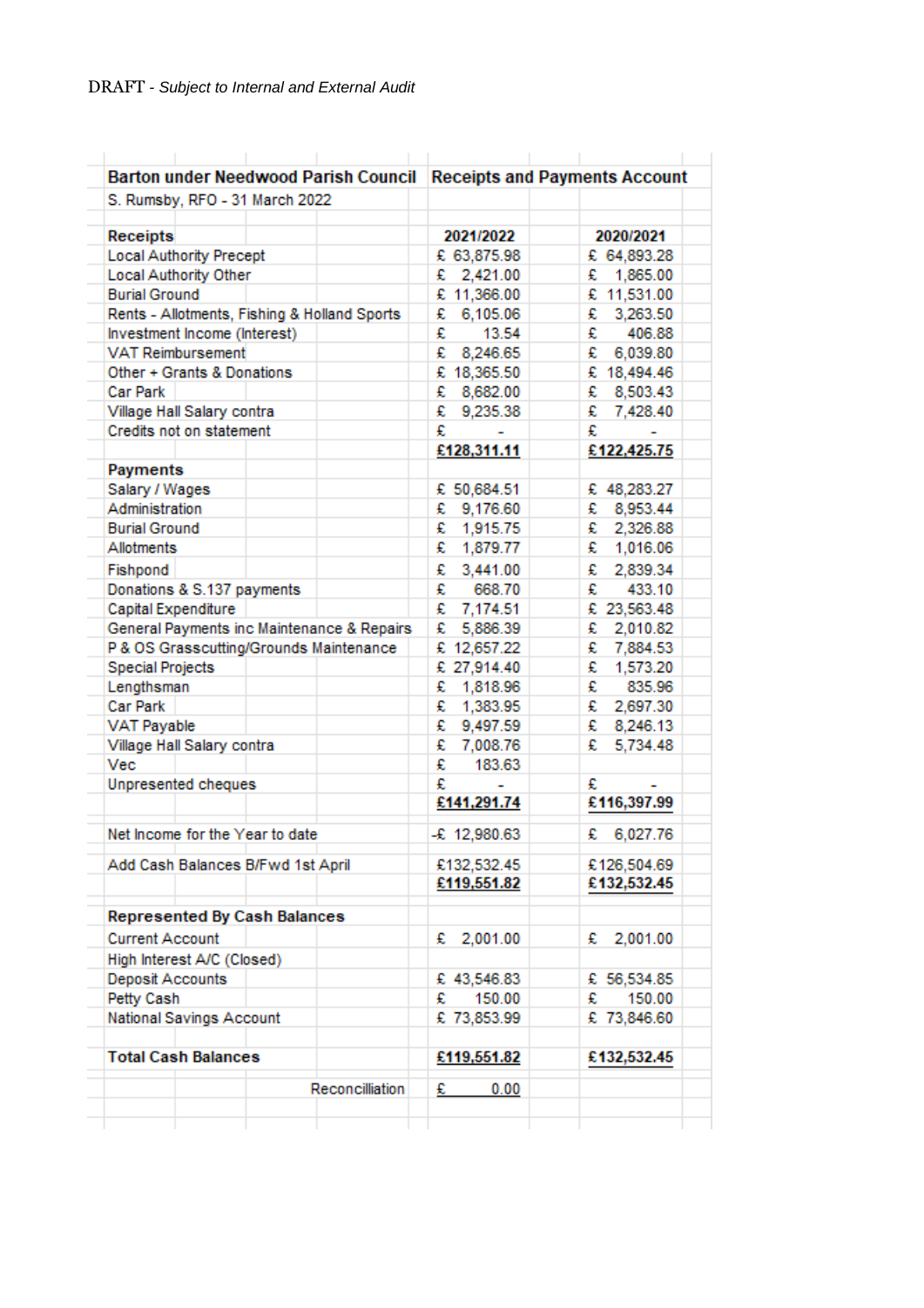DRAFT - *Subject to Internal and External Audit*

| **Barton under Needwood Parish Council** | **Receipts and Payments Account** | |
|---|---|---|
| S. Rumsby, RFO - 31 March 2022 | | |
| **Receipts** | **2021/2022** | **2020/2021** |
| Local Authority Precept | £ 63,875.98 | £ 64,893.28 |
| Local Authority Other | £ 2,421.00 | £ 1,865.00 |
| Burial Ground | £ 11,366.00 | £ 11,531.00 |
| Rents - Allotments, Fishing & Holland Sports | £ 6,105.06 | £ 3,263.50 |
| Investment Income (Interest) | £ 13.54 | £ 406.88 |
| VAT Reimbursement | £ 8,246.65 | £ 6,039.80 |
| Other + Grants & Donations | £ 18,365.50 | £ 18,494.46 |
| Car Park | £ 8,682.00 | £ 8,503.43 |
| Village Hall Salary contra | £ 9,235.38 | £ 7,428.40 |
| Credits not on statement | £ - | £ - |
| | **£128,311.11** | **£122,425.75** |
| **Payments** | | |
| Salary / Wages | £ 50,684.51 | £ 48,283.27 |
| Administration | £ 9,176.60 | £ 8,953.44 |
| Burial Ground | £ 1,915.75 | £ 2,326.88 |
| Allotments | £ 1,879.77 | £ 1,016.06 |
| Fishpond | £ 3,441.00 | £ 2,839.34 |
| Donations & S.137 payments | £ 668.70 | £ 433.10 |
| Capital Expenditure | £ 7,174.51 | £ 23,563.48 |
| General Payments inc Maintenance & Repairs | £ 5,886.39 | £ 2,010.82 |
| P & OS Grasscutting/Grounds Maintenance | £ 12,657.22 | £ 7,884.53 |
| Special Projects | £ 27,914.40 | £ 1,573.20 |
| Lengthsman | £ 1,818.96 | £ 835.96 |
| Car Park | £ 1,383.95 | £ 2,697.30 |
| VAT Payable | £ 9,497.59 | £ 8,246.13 |
| Village Hall Salary contra | £ 7,008.76 | £ 5,734.48 |
| Vec | £ 183.63 | |
| Unpresented cheques | £ - | £ - |
| | **£141,291.74** | **£116,397.99** |
| Net Income for the Year to date | -£ 12,980.63 | £ 6,027.76 |
| Add Cash Balances B/Fwd 1st April | £132,532.45 | £126,504.69 |
| | **£119,551.82** | **£132,532.45** |
| **Represented By Cash Balances** | | |
| Current Account | £ 2,001.00 | £ 2,001.00 |
| High Interest A/C (Closed) | | |
| Deposit Accounts | £ 43,546.83 | £ 56,534.85 |
| Petty Cash | £ 150.00 | £ 150.00 |
| National Savings Account | £ 73,853.99 | £ 73,846.60 |
| **Total Cash Balances** | **£119,551.82** | **£132,532.45** |
| Reconcilliation | £ 0.00 | |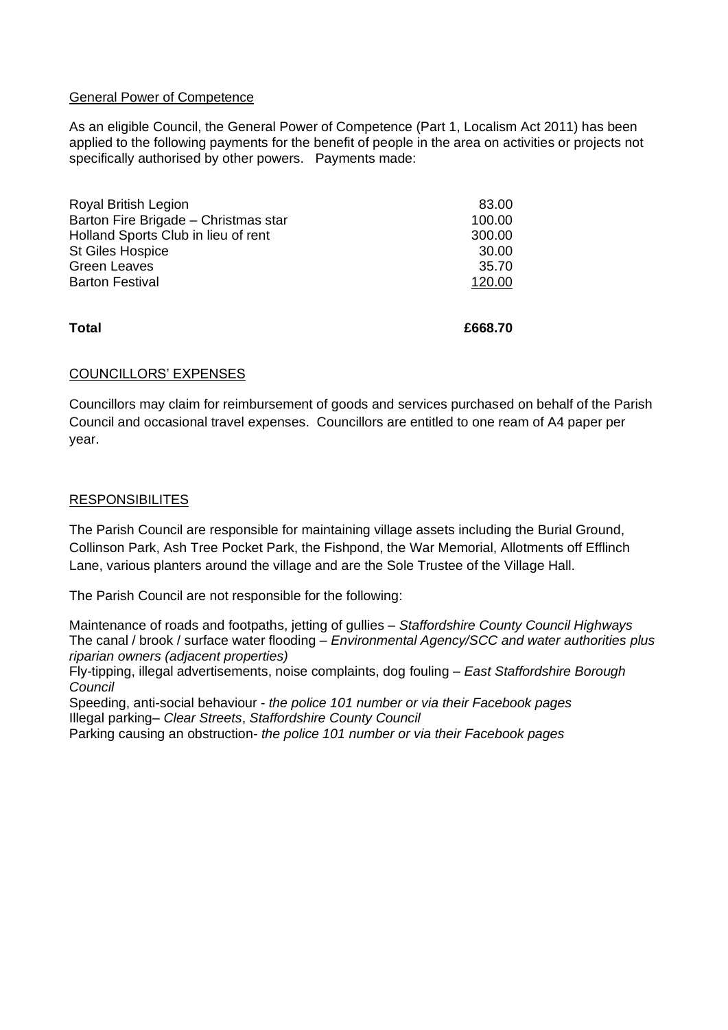## General Power of Competence

As an eligible Council, the General Power of Competence (Part 1, Localism Act 2011) has been applied to the following payments for the benefit of people in the area on activities or projects not specifically authorised by other powers. Payments made:

| | |
|---|---|
| Royal British Legion | 83.00 |
| Barton Fire Brigade – Christmas star | 100.00 |
| Holland Sports Club in lieu of rent | 300.00 |
| St Giles Hospice | 30.00 |
| Green Leaves | 35.70 |
| Barton Festival | 120.00 |
| **Total** | **£668.70** |

## COUNCILLORS' EXPENSES

Councillors may claim for reimbursement of goods and services purchased on behalf of the Parish Council and occasional travel expenses. Councillors are entitled to one ream of A4 paper per year.

## RESPONSIBILITES

The Parish Council are responsible for maintaining village assets including the Burial Ground, Collinson Park, Ash Tree Pocket Park, the Fishpond, the War Memorial, Allotments off Efflinch Lane, various planters around the village and are the Sole Trustee of the Village Hall.

The Parish Council are not responsible for the following:

Maintenance of roads and footpaths, jetting of gullies – *Staffordshire County Council Highways*
The canal / brook / surface water flooding – *Environmental Agency/SCC and water authorities plus riparian owners (adjacent properties)*
Fly-tipping, illegal advertisements, noise complaints, dog fouling – *East Staffordshire Borough Council*
Speeding, anti-social behaviour - *the police 101 number or via their Facebook pages*
Illegal parking– *Clear Streets*, *Staffordshire County Council*
Parking causing an obstruction- *the police 101 number or via their Facebook pages*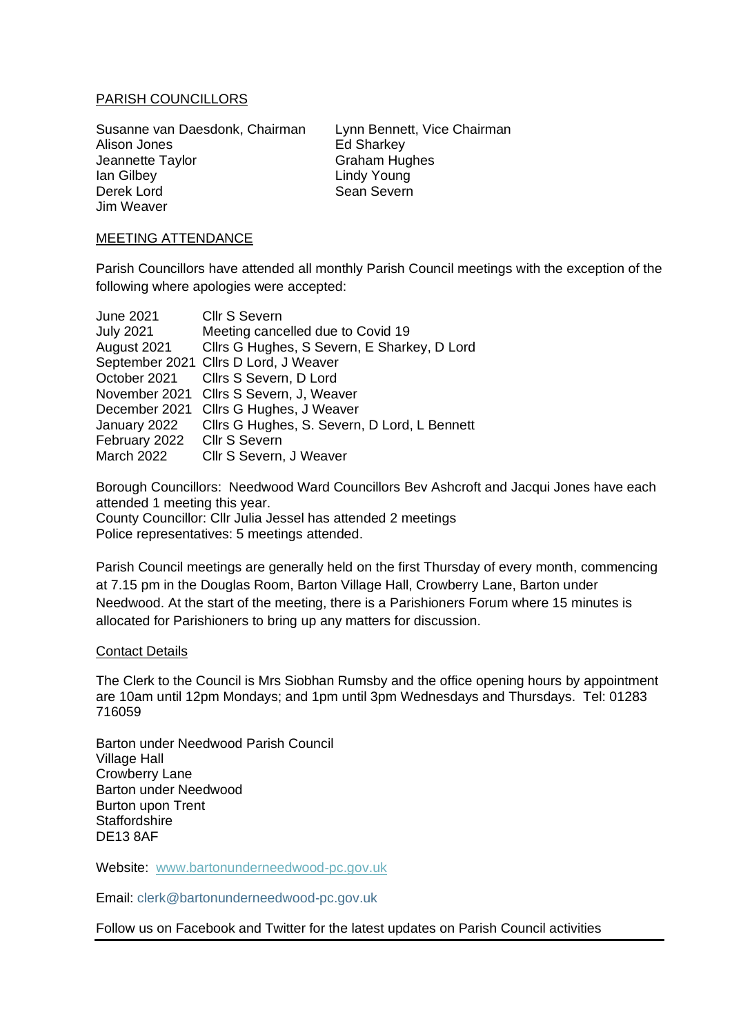## PARISH COUNCILLORS

Susanne van Daesdonk, Chairman
Alison Jones
Jeannette Taylor
Ian Gilbey
Derek Lord
Jim Weaver
Lynn Bennett, Vice Chairman
Ed Sharkey
Graham Hughes
Lindy Young
Sean Severn

## MEETING ATTENDANCE

Parish Councillors have attended all monthly Parish Council meetings with the exception of the following where apologies were accepted:

| | |
|---|---|
| June 2021 | Cllr S Severn |
| July 2021 | Meeting cancelled due to Covid 19 |
| August 2021 | Cllrs G Hughes, S Severn, E Sharkey, D Lord |
| September 2021 | Cllrs D Lord, J Weaver |
| October 2021 | Cllrs S Severn, D Lord |
| November 2021 | Cllrs S Severn, J, Weaver |
| December 2021 | Cllrs G Hughes, J Weaver |
| January 2022 | Cllrs G Hughes, S. Severn, D Lord, L Bennett |
| February 2022 | Cllr S Severn |
| March 2022 | Cllr S Severn, J Weaver |

Borough Councillors: Needwood Ward Councillors Bev Ashcroft and Jacqui Jones have each attended 1 meeting this year.
County Councillor: Cllr Julia Jessel has attended 2 meetings
Police representatives: 5 meetings attended.

Parish Council meetings are generally held on the first Thursday of every month, commencing at 7.15 pm in the Douglas Room, Barton Village Hall, Crowberry Lane, Barton under Needwood. At the start of the meeting, there is a Parishioners Forum where 15 minutes is allocated for Parishioners to bring up any matters for discussion.

### Contact Details

The Clerk to the Council is Mrs Siobhan Rumsby and the office opening hours by appointment are 10am until 12pm Mondays; and 1pm until 3pm Wednesdays and Thursdays. Tel: 01283 716059

Barton under Needwood Parish Council
Village Hall
Crowberry Lane
Barton under Needwood
Burton upon Trent
Staffordshire
DE13 8AF

Website: www.bartonunderneedwood-pc.gov.uk

Email: clerk@bartonunderneedwood-pc.gov.uk

Follow us on Facebook and Twitter for the latest updates on Parish Council activities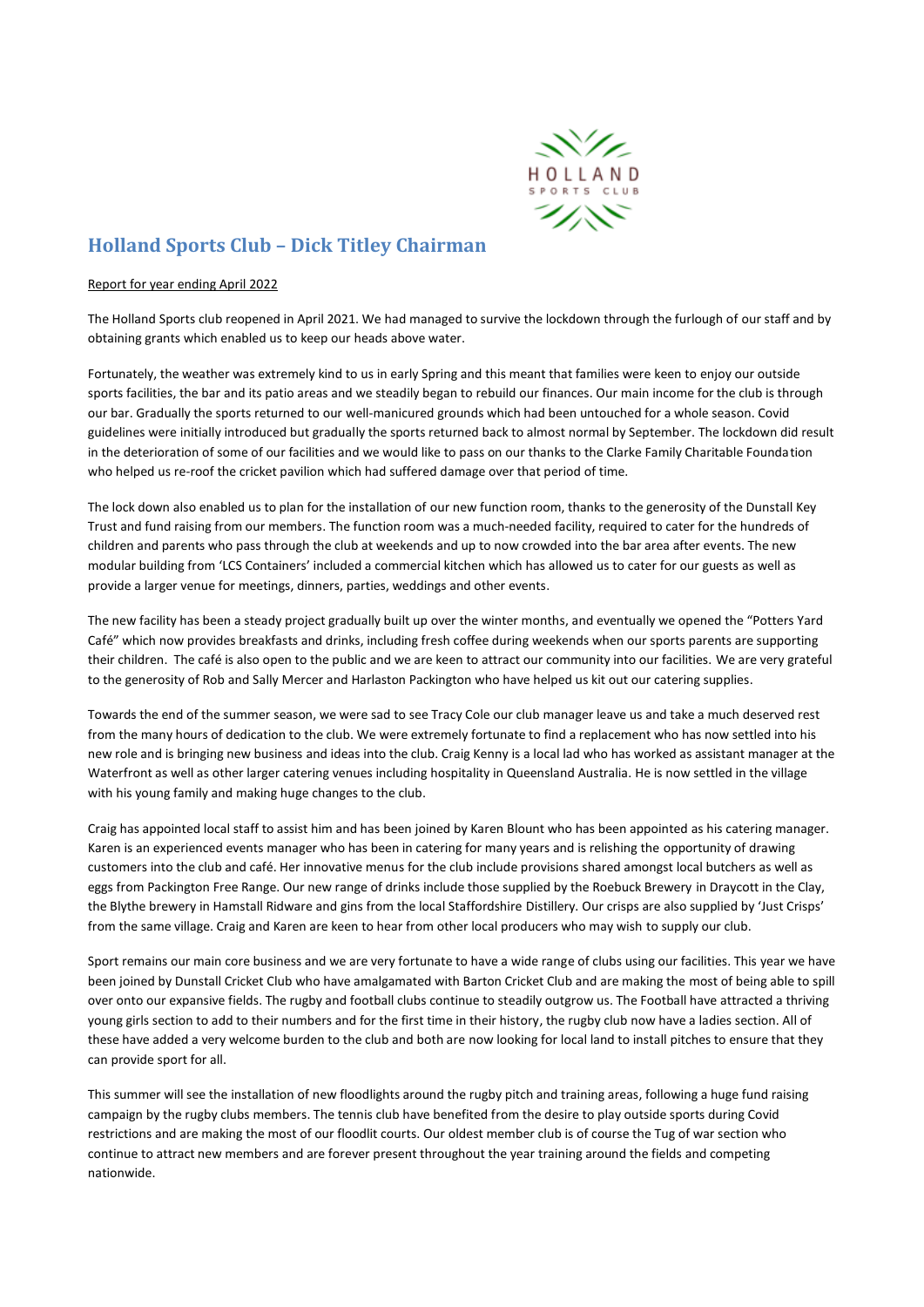## Holland Sports Club – Dick Titley Chairman

Report for year ending April 2022

The Holland Sports club reopened in April 2021. We had managed to survive the lockdown through the furlough of our staff and by obtaining grants which enabled us to keep our heads above water.

Fortunately, the weather was extremely kind to us in early Spring and this meant that families were keen to enjoy our outside sports facilities, the bar and its patio areas and we steadily began to rebuild our finances. Our main income for the club is through our bar. Gradually the sports returned to our well-manicured grounds which had been untouched for a whole season. Covid guidelines were initially introduced but gradually the sports returned back to almost normal by September. The lockdown did result in the deterioration of some of our facilities and we would like to pass on our thanks to the Clarke Family Charitable Foundation who helped us re-roof the cricket pavilion which had suffered damage over that period of time.

The lock down also enabled us to plan for the installation of our new function room, thanks to the generosity of the Dunstall Key Trust and fund raising from our members. The function room was a much-needed facility, required to cater for the hundreds of children and parents who pass through the club at weekends and up to now crowded into the bar area after events. The new modular building from 'LCS Containers' included a commercial kitchen which has allowed us to cater for our guests as well as provide a larger venue for meetings, dinners, parties, weddings and other events.

The new facility has been a steady project gradually built up over the winter months, and eventually we opened the "Potters Yard Café" which now provides breakfasts and drinks, including fresh coffee during weekends when our sports parents are supporting their children. The café is also open to the public and we are keen to attract our community into our facilities. We are very grateful to the generosity of Rob and Sally Mercer and Harlaston Packington who have helped us kit out our catering supplies.

Towards the end of the summer season, we were sad to see Tracy Cole our club manager leave us and take a much deserved rest from the many hours of dedication to the club. We were extremely fortunate to find a replacement who has now settled into his new role and is bringing new business and ideas into the club. Craig Kenny is a local lad who has worked as assistant manager at the Waterfront as well as other larger catering venues including hospitality in Queensland Australia. He is now settled in the village with his young family and making huge changes to the club.

Craig has appointed local staff to assist him and has been joined by Karen Blount who has been appointed as his catering manager. Karen is an experienced events manager who has been in catering for many years and is relishing the opportunity of drawing customers into the club and café. Her innovative menus for the club include provisions shared amongst local butchers as well as eggs from Packington Free Range. Our new range of drinks include those supplied by the Roebuck Brewery in Draycott in the Clay, the Blythe brewery in Hamstall Ridware and gins from the local Staffordshire Distillery. Our crisps are also supplied by 'Just Crisps' from the same village. Craig and Karen are keen to hear from other local producers who may wish to supply our club.

Sport remains our main core business and we are very fortunate to have a wide range of clubs using our facilities. This year we have been joined by Dunstall Cricket Club who have amalgamated with Barton Cricket Club and are making the most of being able to spill over onto our expansive fields. The rugby and football clubs continue to steadily outgrow us. The Football have attracted a thriving young girls section to add to their numbers and for the first time in their history, the rugby club now have a ladies section. All of these have added a very welcome burden to the club and both are now looking for local land to install pitches to ensure that they can provide sport for all.

This summer will see the installation of new floodlights around the rugby pitch and training areas, following a huge fund raising campaign by the rugby clubs members. The tennis club have benefited from the desire to play outside sports during Covid restrictions and are making the most of our floodlit courts. Our oldest member club is of course the Tug of war section who continue to attract new members and are forever present throughout the year training around the fields and competing nationwide.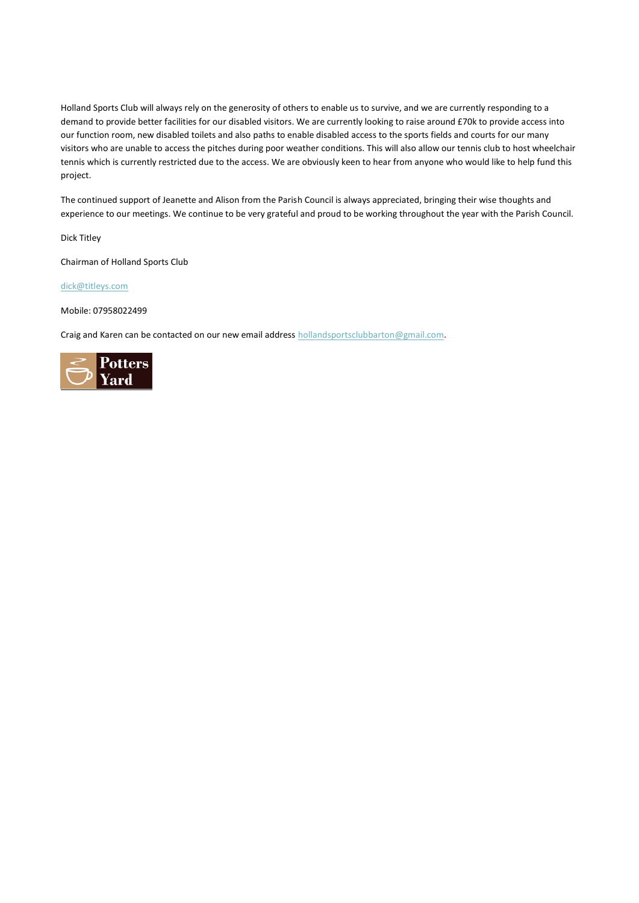Holland Sports Club will always rely on the generosity of others to enable us to survive, and we are currently responding to a demand to provide better facilities for our disabled visitors. We are currently looking to raise around £70k to provide access into our function room, new disabled toilets and also paths to enable disabled access to the sports fields and courts for our many visitors who are unable to access the pitches during poor weather conditions. This will also allow our tennis club to host wheelchair tennis which is currently restricted due to the access. We are obviously keen to hear from anyone who would like to help fund this project.

The continued support of Jeanette and Alison from the Parish Council is always appreciated, bringing their wise thoughts and experience to our meetings. We continue to be very grateful and proud to be working throughout the year with the Parish Council.

Dick Titley

Chairman of Holland Sports Club

dick@titleys.com

Mobile: 07958022499

Craig and Karen can be contacted on our new email address hollandsportsclubbarton@gmail.com.

Potters Yard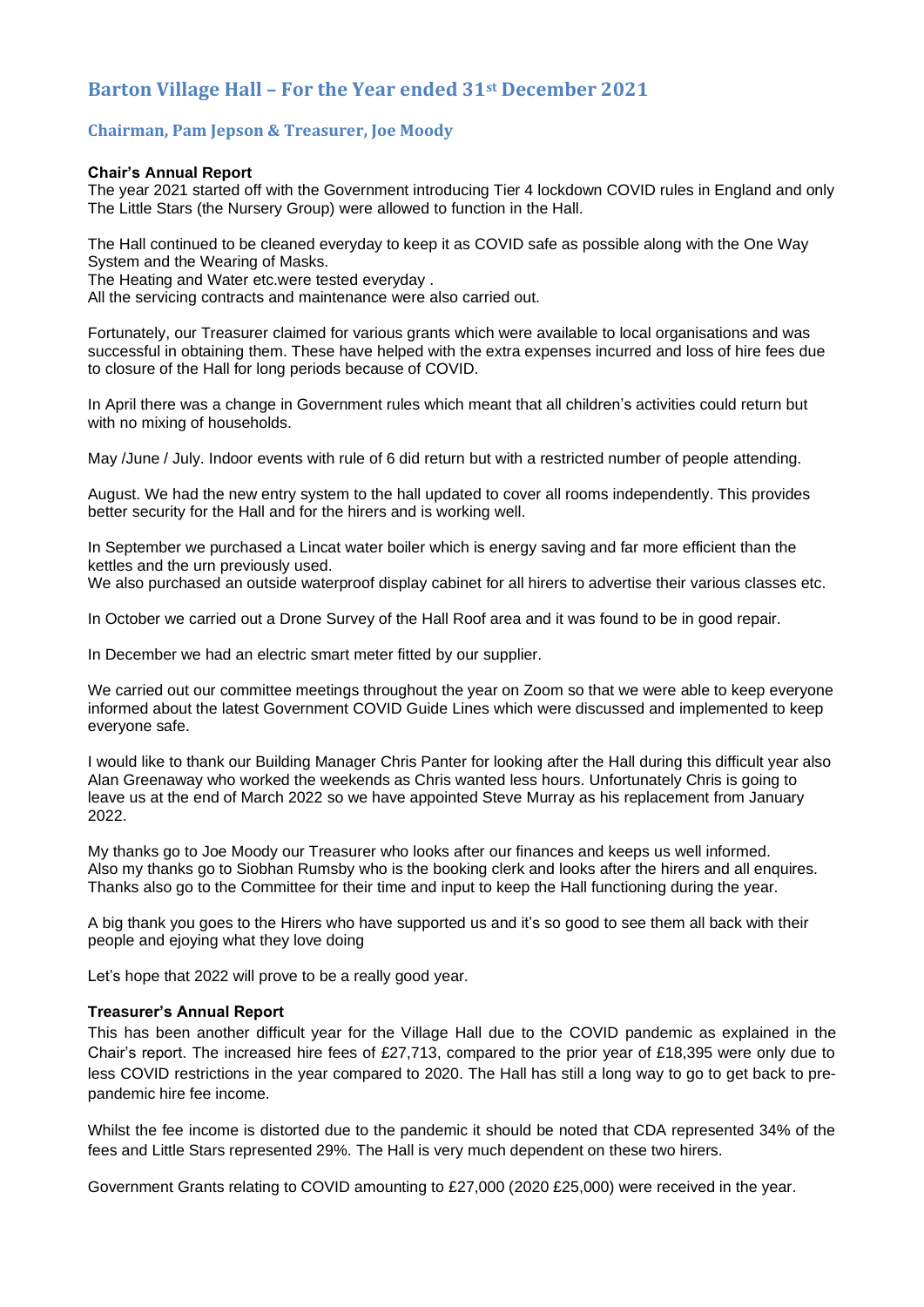# Barton Village Hall – For the Year ended 31st December 2021

## Chairman, Pam Jepson & Treasurer, Joe Moody

**Chair's Annual Report**

The year 2021 started off with the Government introducing Tier 4 lockdown COVID rules in England and only The Little Stars (the Nursery Group) were allowed to function in the Hall.

The Hall continued to be cleaned everyday to keep it as COVID safe as possible along with the One Way System and the Wearing of Masks.
The Heating and Water etc.were tested everyday .
All the servicing contracts and maintenance were also carried out.

Fortunately, our Treasurer claimed for various grants which were available to local organisations and was successful in obtaining them. These have helped with the extra expenses incurred and loss of hire fees due to closure of the Hall for long periods because of COVID.

In April there was a change in Government rules which meant that all children's activities could return but with no mixing of households.

May /June / July. Indoor events with rule of 6 did return but with a restricted number of people attending.

August. We had the new entry system to the hall updated to cover all rooms independently. This provides better security for the Hall and for the hirers and is working well.

In September we purchased a Lincat water boiler which is energy saving and far more efficient than the kettles and the urn previously used.
We also purchased an outside waterproof display cabinet for all hirers to advertise their various classes etc.

In October we carried out a Drone Survey of the Hall Roof area and it was found to be in good repair.

In December we had an electric smart meter fitted by our supplier.

We carried out our committee meetings throughout the year on Zoom so that we were able to keep everyone informed about the latest Government COVID Guide Lines which were discussed and implemented to keep everyone safe.

I would like to thank our Building Manager Chris Panter for looking after the Hall during this difficult year also Alan Greenaway who worked the weekends as Chris wanted less hours. Unfortunately Chris is going to leave us at the end of March 2022 so we have appointed Steve Murray as his replacement from January 2022.

My thanks go to Joe Moody our Treasurer who looks after our finances and keeps us well informed.
Also my thanks go to Siobhan Rumsby who is the booking clerk and looks after the hirers and all enquires.
Thanks also go to the Committee for their time and input to keep the Hall functioning during the year.

A big thank you goes to the Hirers who have supported us and it's so good to see them all back with their people and ejoying what they love doing

Let's hope that 2022 will prove to be a really good year.

**Treasurer's Annual Report**

This has been another difficult year for the Village Hall due to the COVID pandemic as explained in the Chair's report. The increased hire fees of £27,713, compared to the prior year of £18,395 were only due to less COVID restrictions in the year compared to 2020. The Hall has still a long way to go to get back to pre-pandemic hire fee income.

Whilst the fee income is distorted due to the pandemic it should be noted that CDA represented 34% of the fees and Little Stars represented 29%. The Hall is very much dependent on these two hirers.

Government Grants relating to COVID amounting to £27,000 (2020 £25,000) were received in the year.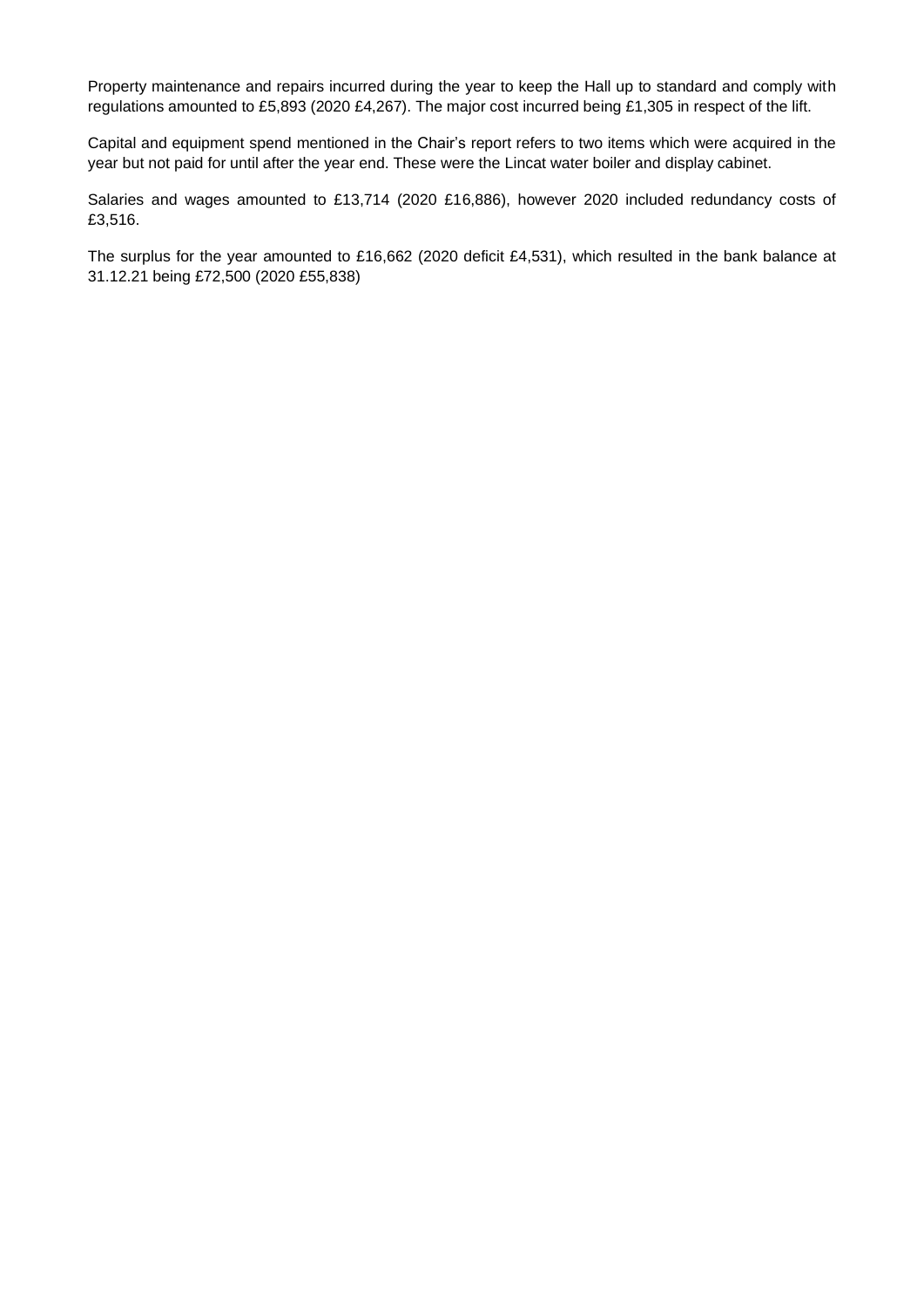Property maintenance and repairs incurred during the year to keep the Hall up to standard and comply with regulations amounted to £5,893 (2020 £4,267). The major cost incurred being £1,305 in respect of the lift.

Capital and equipment spend mentioned in the Chair's report refers to two items which were acquired in the year but not paid for until after the year end. These were the Lincat water boiler and display cabinet.

Salaries and wages amounted to £13,714 (2020 £16,886), however 2020 included redundancy costs of £3,516.

The surplus for the year amounted to £16,662 (2020 deficit £4,531), which resulted in the bank balance at 31.12.21 being £72,500 (2020 £55,838)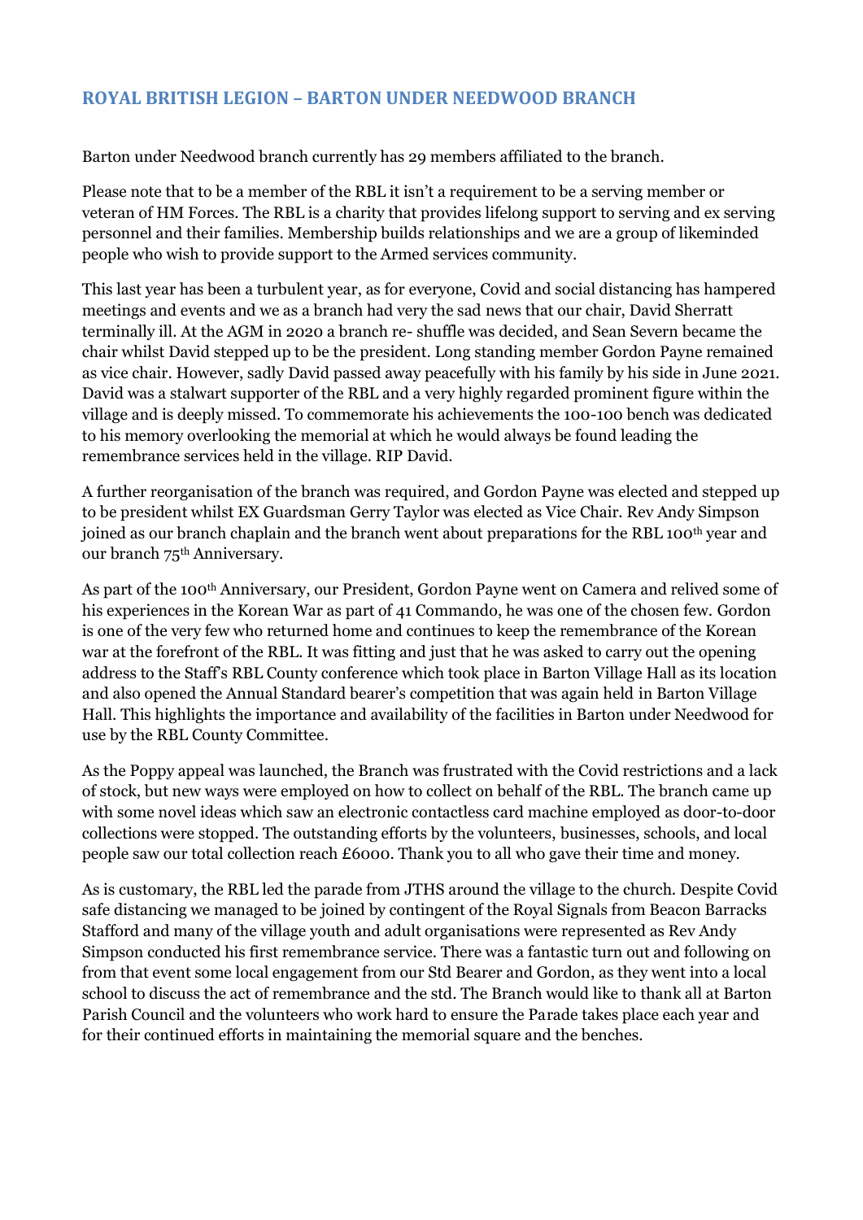## ROYAL BRITISH LEGION – BARTON UNDER NEEDWOOD BRANCH

Barton under Needwood branch currently has 29 members affiliated to the branch.

Please note that to be a member of the RBL it isn't a requirement to be a serving member or veteran of HM Forces. The RBL is a charity that provides lifelong support to serving and ex serving personnel and their families. Membership builds relationships and we are a group of likeminded people who wish to provide support to the Armed services community.

This last year has been a turbulent year, as for everyone, Covid and social distancing has hampered meetings and events and we as a branch had very the sad news that our chair, David Sherratt terminally ill. At the AGM in 2020 a branch re- shuffle was decided, and Sean Severn became the chair whilst David stepped up to be the president. Long standing member Gordon Payne remained as vice chair. However, sadly David passed away peacefully with his family by his side in June 2021. David was a stalwart supporter of the RBL and a very highly regarded prominent figure within the village and is deeply missed. To commemorate his achievements the 100-100 bench was dedicated to his memory overlooking the memorial at which he would always be found leading the remembrance services held in the village. RIP David.

A further reorganisation of the branch was required, and Gordon Payne was elected and stepped up to be president whilst EX Guardsman Gerry Taylor was elected as Vice Chair. Rev Andy Simpson joined as our branch chaplain and the branch went about preparations for the RBL 100th year and our branch 75th Anniversary.

As part of the 100th Anniversary, our President, Gordon Payne went on Camera and relived some of his experiences in the Korean War as part of 41 Commando, he was one of the chosen few. Gordon is one of the very few who returned home and continues to keep the remembrance of the Korean war at the forefront of the RBL. It was fitting and just that he was asked to carry out the opening address to the Staff's RBL County conference which took place in Barton Village Hall as its location and also opened the Annual Standard bearer's competition that was again held in Barton Village Hall. This highlights the importance and availability of the facilities in Barton under Needwood for use by the RBL County Committee.

As the Poppy appeal was launched, the Branch was frustrated with the Covid restrictions and a lack of stock, but new ways were employed on how to collect on behalf of the RBL. The branch came up with some novel ideas which saw an electronic contactless card machine employed as door-to-door collections were stopped. The outstanding efforts by the volunteers, businesses, schools, and local people saw our total collection reach £6000. Thank you to all who gave their time and money.

As is customary, the RBL led the parade from JTHS around the village to the church. Despite Covid safe distancing we managed to be joined by contingent of the Royal Signals from Beacon Barracks Stafford and many of the village youth and adult organisations were represented as Rev Andy Simpson conducted his first remembrance service. There was a fantastic turn out and following on from that event some local engagement from our Std Bearer and Gordon, as they went into a local school to discuss the act of remembrance and the std. The Branch would like to thank all at Barton Parish Council and the volunteers who work hard to ensure the Parade takes place each year and for their continued efforts in maintaining the memorial square and the benches.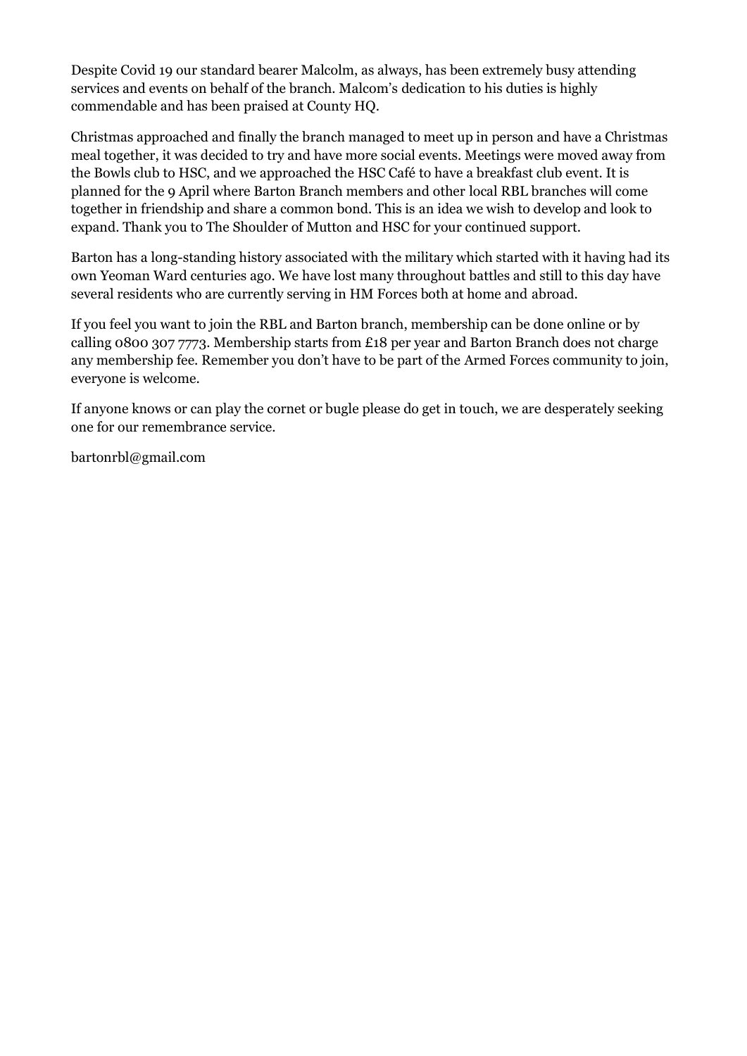Despite Covid 19 our standard bearer Malcolm, as always, has been extremely busy attending services and events on behalf of the branch. Malcom's dedication to his duties is highly commendable and has been praised at County HQ.

Christmas approached and finally the branch managed to meet up in person and have a Christmas meal together, it was decided to try and have more social events. Meetings were moved away from the Bowls club to HSC, and we approached the HSC Café to have a breakfast club event. It is planned for the 9 April where Barton Branch members and other local RBL branches will come together in friendship and share a common bond. This is an idea we wish to develop and look to expand. Thank you to The Shoulder of Mutton and HSC for your continued support.

Barton has a long-standing history associated with the military which started with it having had its own Yeoman Ward centuries ago. We have lost many throughout battles and still to this day have several residents who are currently serving in HM Forces both at home and abroad.

If you feel you want to join the RBL and Barton branch, membership can be done online or by calling 0800 307 7773. Membership starts from £18 per year and Barton Branch does not charge any membership fee. Remember you don't have to be part of the Armed Forces community to join, everyone is welcome.

If anyone knows or can play the cornet or bugle please do get in touch, we are desperately seeking one for our remembrance service.

bartonrbl@gmail.com